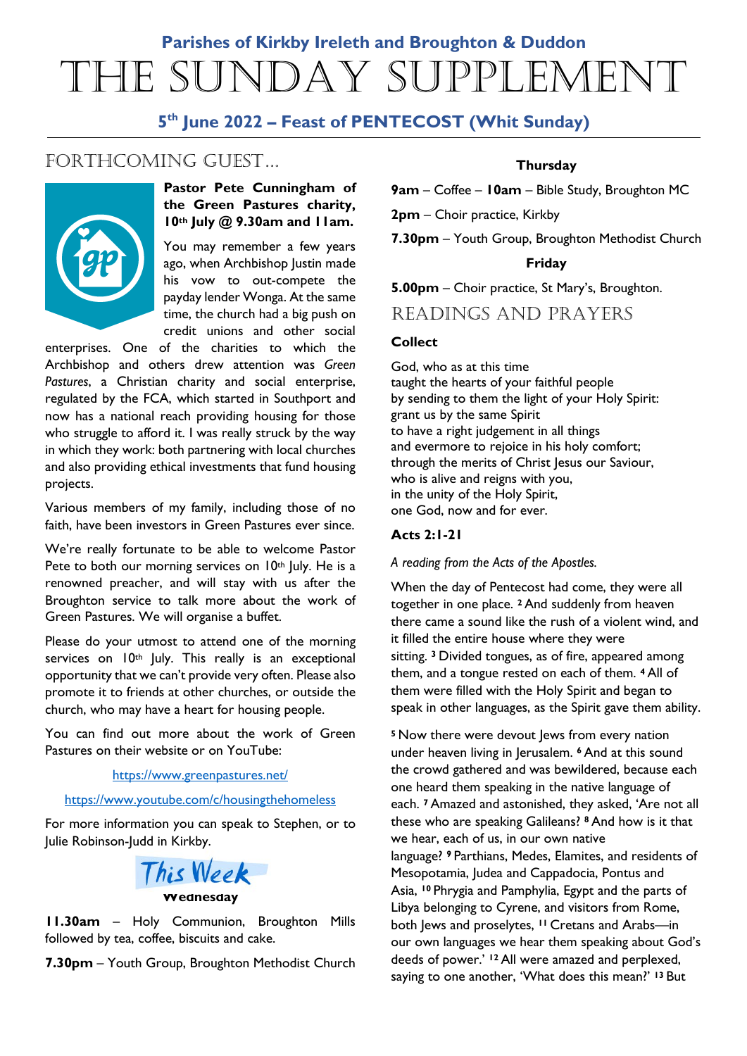**Parishes of Kirkby Ireleth and Broughton & Duddon**

# THE SUNDAY SUPPLEMENT

**5th June 2022 – Feast of PENTECOST (Whit Sunday)**

## FORTHCOMING GUEST…

**Pastor Pete Cunningham of the Green Pastures charity, 10th July @ 9.30am and 11am.**

You may remember a few years ago, when Archbishop Justin made his vow to out-compete the payday lender Wonga. At the same time, the church had a big push on credit unions and other social enterprises. One of the charities to which the Archbishop and others drew attention was *Green Pastures*, a Christian charity and social enterprise, regulated by the FCA, which started in Southport and now has a national reach providing housing for those who struggle to afford it. I was really struck by the way in which they work: both partnering with local churches and also providing ethical investments that fund housing projects.

Various members of my family, including those of no faith, have been investors in Green Pastures ever since.

We're really fortunate to be able to welcome Pastor Pete to both our morning services on 10th July. He is a renowned preacher, and will stay with us after the Broughton service to talk more about the work of Green Pastures. We will organise a buffet.

Please do your utmost to attend one of the morning services on 10th July. This really is an exceptional opportunity that we can't provide very often. Please also promote it to friends at other churches, or outside the church, who may have a heart for housing people.

You can find out more about the work of Green Pastures on their website or on YouTube:

https://www.greenpastures.net/

https://www.youtube.com/c/housingthehomeless

For more information you can speak to Stephen, or to Julie Robinson-Judd in Kirkby.

## This Week

**Wednesday**

**11.30am** – Holy Communion, Broughton Mills followed by tea, coffee, biscuits and cake.

**7.30pm** – Youth Group, Broughton Methodist Church

**Thursday**

**9am** – Coffee – **10am** – Bible Study, Broughton MC

**2pm** – Choir practice, Kirkby

**7.30pm** – Youth Group, Broughton Methodist Church

**Friday**

**5.00pm** – Choir practice, St Mary's, Broughton.

## READINGS AND PRAYERS

### Collect

God, who as at this time
taught the hearts of your faithful people
by sending to them the light of your Holy Spirit:
grant us by the same Spirit
to have a right judgement in all things
and evermore to rejoice in his holy comfort;
through the merits of Christ Jesus our Saviour,
who is alive and reigns with you,
in the unity of the Holy Spirit,
one God, now and for ever.

### Acts 2:1-21

*A reading from the Acts of the Apostles.*

When the day of Pentecost had come, they were all together in one place. [2] And suddenly from heaven there came a sound like the rush of a violent wind, and it filled the entire house where they were sitting. [3] Divided tongues, as of fire, appeared among them, and a tongue rested on each of them. [4] All of them were filled with the Holy Spirit and began to speak in other languages, as the Spirit gave them ability.

[5] Now there were devout Jews from every nation under heaven living in Jerusalem. [6] And at this sound the crowd gathered and was bewildered, because each one heard them speaking in the native language of each. [7] Amazed and astonished, they asked, 'Are not all these who are speaking Galileans? [8] And how is it that we hear, each of us, in our own native language? [9] Parthians, Medes, Elamites, and residents of Mesopotamia, Judea and Cappadocia, Pontus and Asia, [10] Phrygia and Pamphylia, Egypt and the parts of Libya belonging to Cyrene, and visitors from Rome, both Jews and proselytes, [11] Cretans and Arabs—in our own languages we hear them speaking about God's deeds of power.' [12] All were amazed and perplexed, saying to one another, 'What does this mean?' [13] But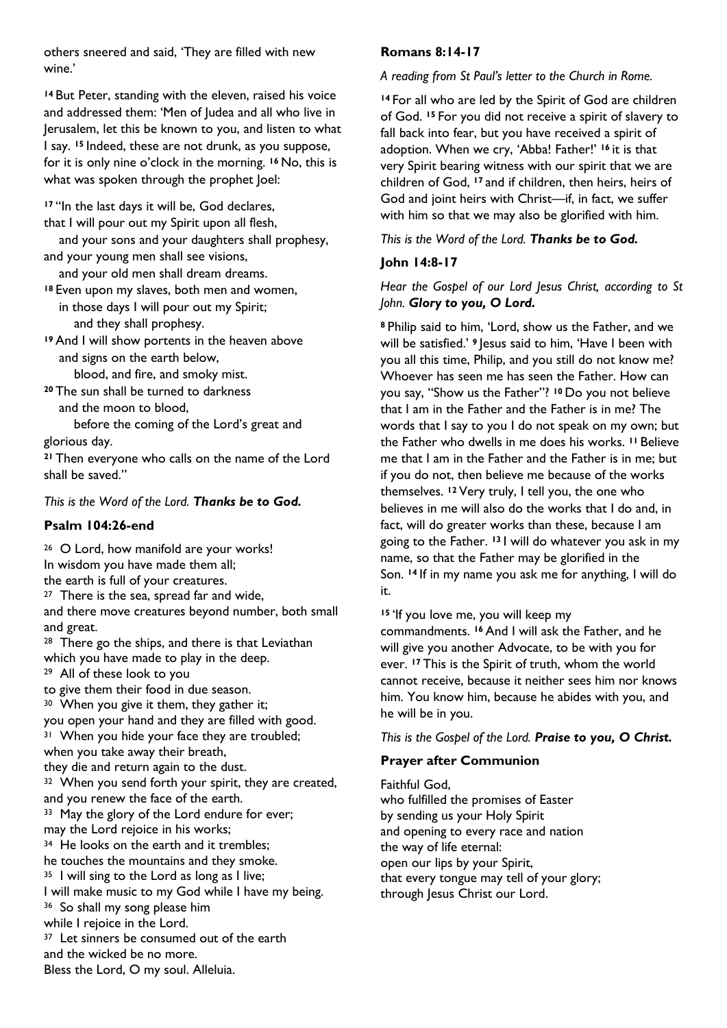others sneered and said, 'They are filled with new wine.'

[14] But Peter, standing with the eleven, raised his voice and addressed them: 'Men of Judea and all who live in Jerusalem, let this be known to you, and listen to what I say. [15] Indeed, these are not drunk, as you suppose, for it is only nine o'clock in the morning. [16] No, this is what was spoken through the prophet Joel:

[17] "In the last days it will be, God declares,
that I will pour out my Spirit upon all flesh,
and your sons and your daughters shall prophesy,
and your young men shall see visions,
and your old men shall dream dreams.
[18] Even upon my slaves, both men and women,
in those days I will pour out my Spirit;
and they shall prophesy.
[19] And I will show portents in the heaven above
and signs on the earth below,
blood, and fire, and smoky mist.
[20] The sun shall be turned to darkness
and the moon to blood,
before the coming of the Lord's great and glorious day.
[21] Then everyone who calls on the name of the Lord shall be saved."

*This is the Word of the Lord.* ***Thanks be to God.***

**Psalm 104:26-end**

[26] O Lord, how manifold are your works!
In wisdom you have made them all;
the earth is full of your creatures.
[27] There is the sea, spread far and wide,
and there move creatures beyond number, both small and great.
[28] There go the ships, and there is that Leviathan
which you have made to play in the deep.
[29] All of these look to you
to give them their food in due season.
[30] When you give it them, they gather it;
you open your hand and they are filled with good.
[31] When you hide your face they are troubled;
when you take away their breath,
they die and return again to the dust.
[32] When you send forth your spirit, they are created,
and you renew the face of the earth.
[33] May the glory of the Lord endure for ever;
may the Lord rejoice in his works;
[34] He looks on the earth and it trembles;
he touches the mountains and they smoke.
[35] I will sing to the Lord as long as I live;
I will make music to my God while I have my being.
[36] So shall my song please him
while I rejoice in the Lord.
[37] Let sinners be consumed out of the earth
and the wicked be no more.
Bless the Lord, O my soul. Alleluia.

**Romans 8:14-17**

*A reading from St Paul's letter to the Church in Rome.*

[14] For all who are led by the Spirit of God are children of God. [15] For you did not receive a spirit of slavery to fall back into fear, but you have received a spirit of adoption. When we cry, 'Abba! Father!' [16] it is that very Spirit bearing witness with our spirit that we are children of God, [17] and if children, then heirs, heirs of God and joint heirs with Christ—if, in fact, we suffer with him so that we may also be glorified with him.

*This is the Word of the Lord.* ***Thanks be to God.***

**John 14:8-17**

*Hear the Gospel of our Lord Jesus Christ, according to St John.* ***Glory to you, O Lord.***

[8] Philip said to him, 'Lord, show us the Father, and we will be satisfied.' [9] Jesus said to him, 'Have I been with you all this time, Philip, and you still do not know me? Whoever has seen me has seen the Father. How can you say, "Show us the Father"? [10] Do you not believe that I am in the Father and the Father is in me? The words that I say to you I do not speak on my own; but the Father who dwells in me does his works. [11] Believe me that I am in the Father and the Father is in me; but if you do not, then believe me because of the works themselves. [12] Very truly, I tell you, the one who believes in me will also do the works that I do and, in fact, will do greater works than these, because I am going to the Father. [13] I will do whatever you ask in my name, so that the Father may be glorified in the Son. [14] If in my name you ask me for anything, I will do it.

[15] 'If you love me, you will keep my commandments. [16] And I will ask the Father, and he will give you another Advocate, to be with you for ever. [17] This is the Spirit of truth, whom the world cannot receive, because it neither sees him nor knows him. You know him, because he abides with you, and he will be in you.

*This is the Gospel of the Lord.* ***Praise to you, O Christ.***

**Prayer after Communion**

Faithful God,
who fulfilled the promises of Easter
by sending us your Holy Spirit
and opening to every race and nation
the way of life eternal:
open our lips by your Spirit,
that every tongue may tell of your glory;
through Jesus Christ our Lord.